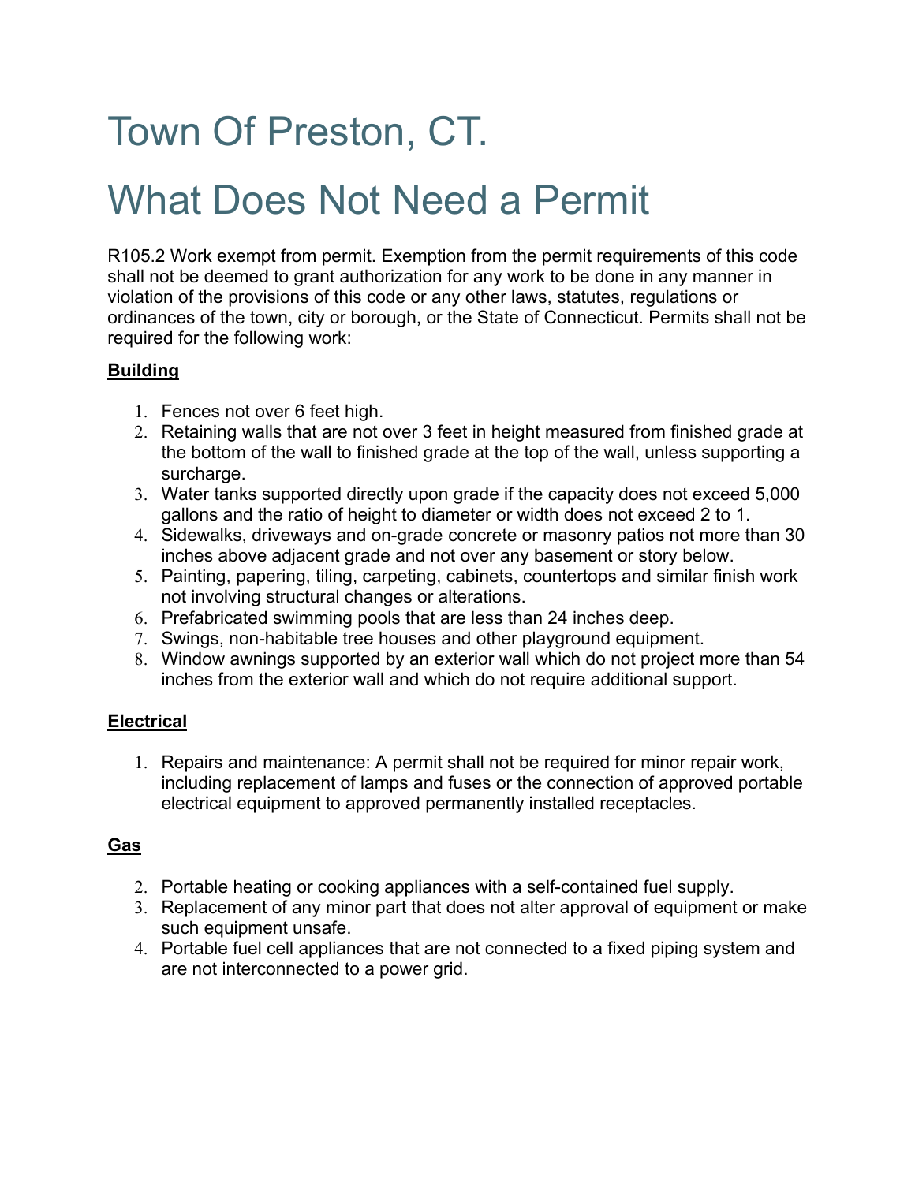# Town Of Preston, CT.

# What Does Not Need a Permit

R105.2 Work exempt from permit. Exemption from the permit requirements of this code shall not be deemed to grant authorization for any work to be done in any manner in violation of the provisions of this code or any other laws, statutes, regulations or ordinances of the town, city or borough, or the State of Connecticut. Permits shall not be required for the following work:

**Building**

1. Fences not over 6 feet high.
2. Retaining walls that are not over 3 feet in height measured from finished grade at the bottom of the wall to finished grade at the top of the wall, unless supporting a surcharge.
3. Water tanks supported directly upon grade if the capacity does not exceed 5,000 gallons and the ratio of height to diameter or width does not exceed 2 to 1.
4. Sidewalks, driveways and on-grade concrete or masonry patios not more than 30 inches above adjacent grade and not over any basement or story below.
5. Painting, papering, tiling, carpeting, cabinets, countertops and similar finish work not involving structural changes or alterations.
6. Prefabricated swimming pools that are less than 24 inches deep.
7. Swings, non-habitable tree houses and other playground equipment.
8. Window awnings supported by an exterior wall which do not project more than 54 inches from the exterior wall and which do not require additional support.

**Electrical**

1. Repairs and maintenance: A permit shall not be required for minor repair work, including replacement of lamps and fuses or the connection of approved portable electrical equipment to approved permanently installed receptacles.

**Gas**

2. Portable heating or cooking appliances with a self-contained fuel supply.
3. Replacement of any minor part that does not alter approval of equipment or make such equipment unsafe.
4. Portable fuel cell appliances that are not connected to a fixed piping system and are not interconnected to a power grid.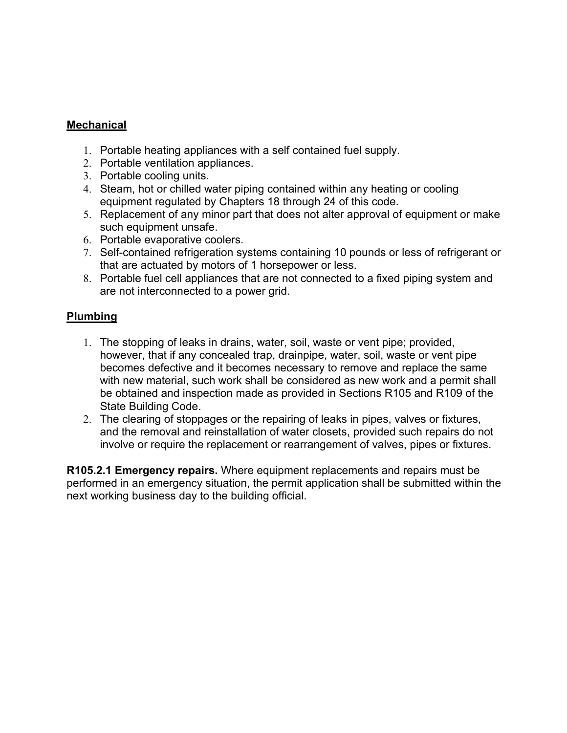**Mechanical**

1. Portable heating appliances with a self contained fuel supply.
2. Portable ventilation appliances.
3. Portable cooling units.
4. Steam, hot or chilled water piping contained within any heating or cooling equipment regulated by Chapters 18 through 24 of this code.
5. Replacement of any minor part that does not alter approval of equipment or make such equipment unsafe.
6. Portable evaporative coolers.
7. Self-contained refrigeration systems containing 10 pounds or less of refrigerant or that are actuated by motors of 1 horsepower or less.
8. Portable fuel cell appliances that are not connected to a fixed piping system and are not interconnected to a power grid.

**Plumbing**

1. The stopping of leaks in drains, water, soil, waste or vent pipe; provided, however, that if any concealed trap, drainpipe, water, soil, waste or vent pipe becomes defective and it becomes necessary to remove and replace the same with new material, such work shall be considered as new work and a permit shall be obtained and inspection made as provided in Sections R105 and R109 of the State Building Code.
2. The clearing of stoppages or the repairing of leaks in pipes, valves or fixtures, and the removal and reinstallation of water closets, provided such repairs do not involve or require the replacement or rearrangement of valves, pipes or fixtures.

**R105.2.1 Emergency repairs.** Where equipment replacements and repairs must be performed in an emergency situation, the permit application shall be submitted within the next working business day to the building official.